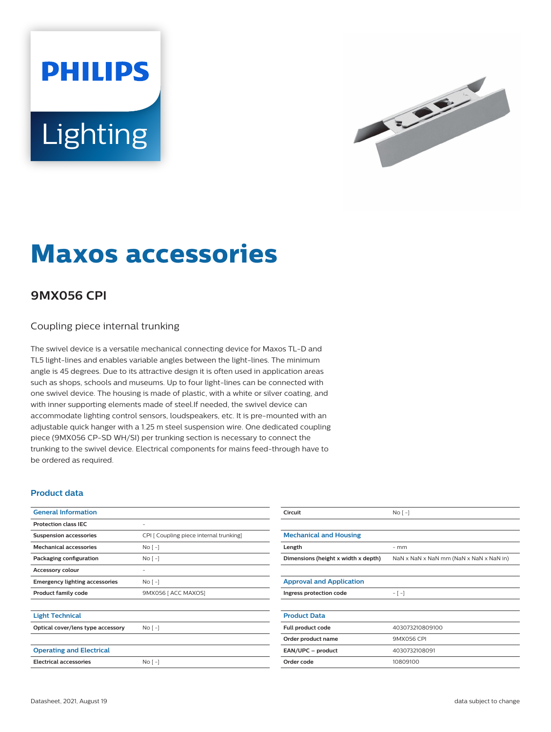# Maxos accessories

## 9MX056 CPI

Coupling piece internal trunking

The swivel device is a versatile mechanical connecting device for Maxos TL-D and TL5 light-lines and enables variable angles between the light-lines. The minimum angle is 45 degrees. Due to its attractive design it is often used in application areas such as shops, schools and museums. Up to four light-lines can be connected with one swivel device. The housing is made of plastic, with a white or silver coating, and with inner supporting elements made of steel.If needed, the swivel device can accommodate lighting control sensors, loudspeakers, etc. It is pre-mounted with an adjustable quick hanger with a 1.25 m steel suspension wire. One dedicated coupling piece (9MX056 CP-SD WH/SI) per trunking section is necessary to connect the trunking to the swivel device. Electrical components for mains feed-through have to be ordered as required.

### Product data

| General Information | |
|---|---|
| Protection class IEC | - |
| Suspension accessories | CPI [ Coupling piece internal trunking] |
| Mechanical accessories | No [ -] |
| Packaging configuration | No [ -] |
| Accessory colour | - |
| Emergency lighting accessories | No [ -] |
| Product family code | 9MX056 [ ACC MAXOS] |

| Light Technical | |
|---|---|
| Optical cover/lens type accessory | No [ -] |

| Operating and Electrical | |
|---|---|
| Electrical accessories | No [ -] |
| Circuit | No [ -] |

| Mechanical and Housing | |
|---|---|
| Length | - mm |
| Dimensions (height x width x depth) | NaN x NaN x NaN mm (NaN x NaN x NaN in) |

| Approval and Application | |
|---|---|
| Ingress protection code | - [ -] |

| Product Data | |
|---|---|
| Full product code | 403073210809100 |
| Order product name | 9MX056 CPI |
| EAN/UPC – product | 4030732108091 |
| Order code | 10809100 |

Datasheet, 2021, August 19

data subject to change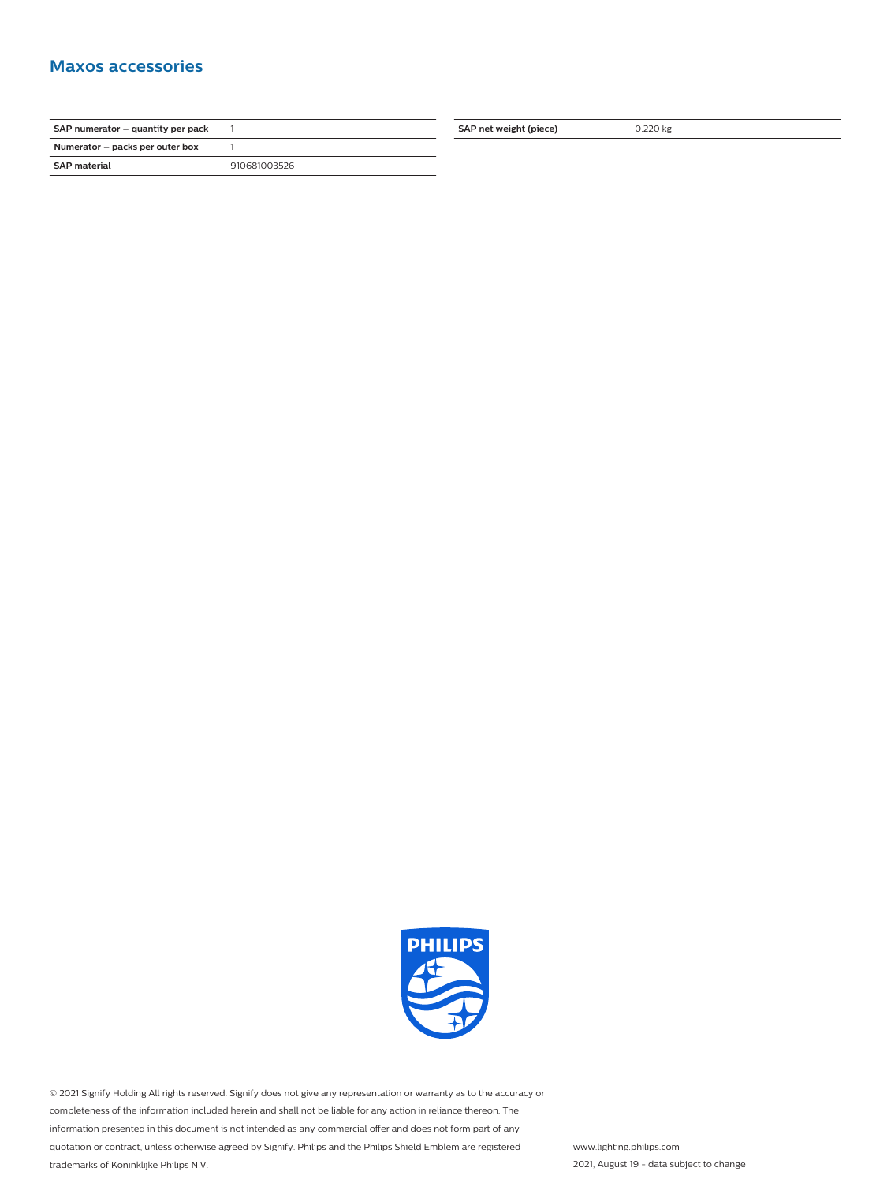## Maxos accessories

| | |
|---|---|
| **SAP numerator – quantity per pack** | 1 |
| **Numerator – packs per outer box** | 1 |
| **SAP material** | 910681003526 |

| | |
|---|---|
| **SAP net weight (piece)** | 0.220 kg |

© 2021 Signify Holding All rights reserved. Signify does not give any representation or warranty as to the accuracy or completeness of the information included herein and shall not be liable for any action in reliance thereon. The information presented in this document is not intended as any commercial offer and does not form part of any quotation or contract, unless otherwise agreed by Signify. Philips and the Philips Shield Emblem are registered trademarks of Koninklijke Philips N.V.

www.lighting.philips.com

2021, August 19 - data subject to change